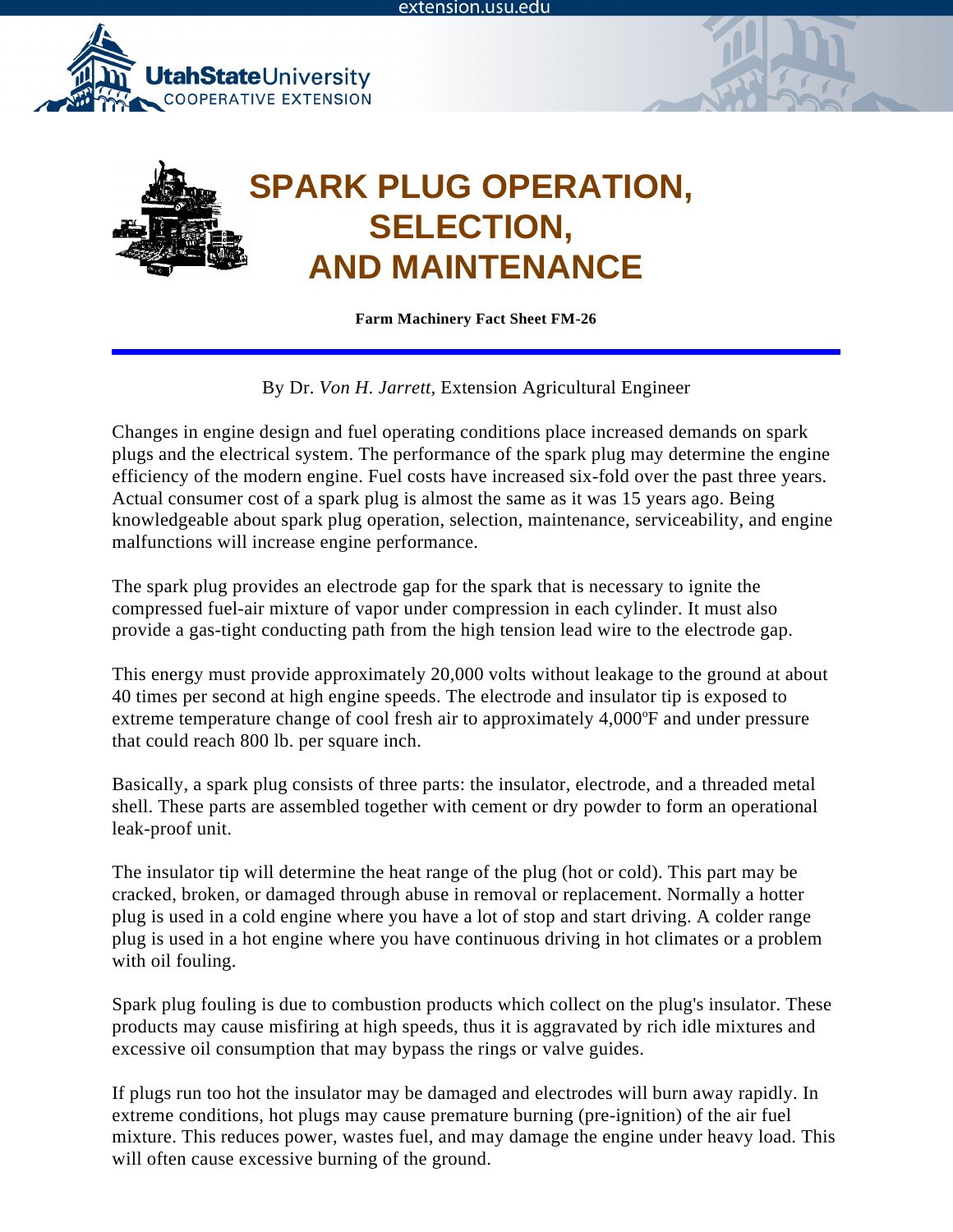# SPARK PLUG OPERATION, SELECTION, AND MAINTENANCE

**Farm Machinery Fact Sheet FM-26**

By Dr. *Von H. Jarrett*, Extension Agricultural Engineer

Changes in engine design and fuel operating conditions place increased demands on spark plugs and the electrical system. The performance of the spark plug may determine the engine efficiency of the modern engine. Fuel costs have increased six-fold over the past three years. Actual consumer cost of a spark plug is almost the same as it was 15 years ago. Being knowledgeable about spark plug operation, selection, maintenance, serviceability, and engine malfunctions will increase engine performance.

The spark plug provides an electrode gap for the spark that is necessary to ignite the compressed fuel-air mixture of vapor under compression in each cylinder. It must also provide a gas-tight conducting path from the high tension lead wire to the electrode gap.

This energy must provide approximately 20,000 volts without leakage to the ground at about 40 times per second at high engine speeds. The electrode and insulator tip is exposed to extreme temperature change of cool fresh air to approximately 4,000ºF and under pressure that could reach 800 lb. per square inch.

Basically, a spark plug consists of three parts: the insulator, electrode, and a threaded metal shell. These parts are assembled together with cement or dry powder to form an operational leak-proof unit.

The insulator tip will determine the heat range of the plug (hot or cold). This part may be cracked, broken, or damaged through abuse in removal or replacement. Normally a hotter plug is used in a cold engine where you have a lot of stop and start driving. A colder range plug is used in a hot engine where you have continuous driving in hot climates or a problem with oil fouling.

Spark plug fouling is due to combustion products which collect on the plug's insulator. These products may cause misfiring at high speeds, thus it is aggravated by rich idle mixtures and excessive oil consumption that may bypass the rings or valve guides.

If plugs run too hot the insulator may be damaged and electrodes will burn away rapidly. In extreme conditions, hot plugs may cause premature burning (pre-ignition) of the air fuel mixture. This reduces power, wastes fuel, and may damage the engine under heavy load. This will often cause excessive burning of the ground.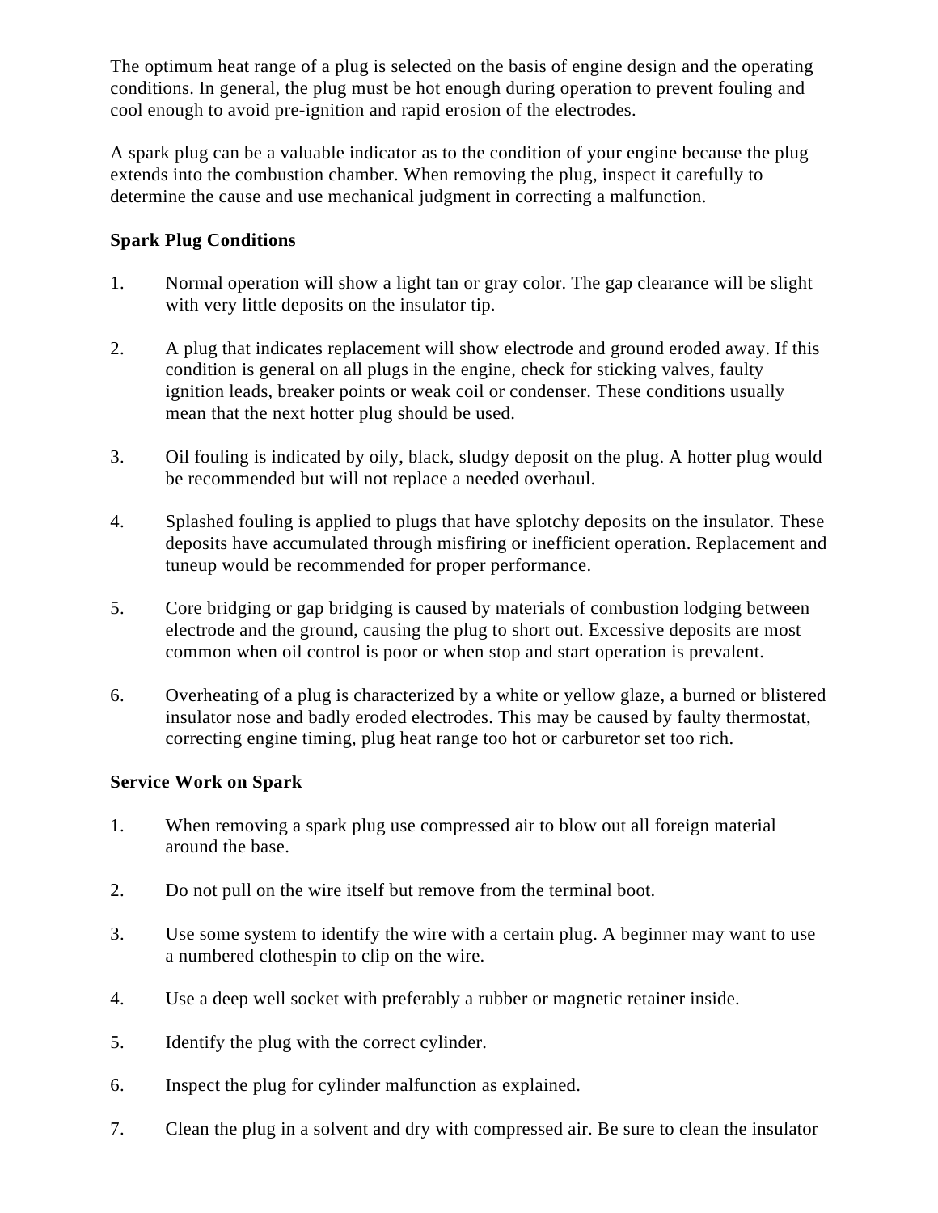The optimum heat range of a plug is selected on the basis of engine design and the operating conditions. In general, the plug must be hot enough during operation to prevent fouling and cool enough to avoid pre-ignition and rapid erosion of the electrodes.

A spark plug can be a valuable indicator as to the condition of your engine because the plug extends into the combustion chamber. When removing the plug, inspect it carefully to determine the cause and use mechanical judgment in correcting a malfunction.

**Spark Plug Conditions**

1. Normal operation will show a light tan or gray color. The gap clearance will be slight with very little deposits on the insulator tip.

2. A plug that indicates replacement will show electrode and ground eroded away. If this condition is general on all plugs in the engine, check for sticking valves, faulty ignition leads, breaker points or weak coil or condenser. These conditions usually mean that the next hotter plug should be used.

3. Oil fouling is indicated by oily, black, sludgy deposit on the plug. A hotter plug would be recommended but will not replace a needed overhaul.

4. Splashed fouling is applied to plugs that have splotchy deposits on the insulator. These deposits have accumulated through misfiring or inefficient operation. Replacement and tuneup would be recommended for proper performance.

5. Core bridging or gap bridging is caused by materials of combustion lodging between electrode and the ground, causing the plug to short out. Excessive deposits are most common when oil control is poor or when stop and start operation is prevalent.

6. Overheating of a plug is characterized by a white or yellow glaze, a burned or blistered insulator nose and badly eroded electrodes. This may be caused by faulty thermostat, correcting engine timing, plug heat range too hot or carburetor set too rich.

**Service Work on Spark**

1. When removing a spark plug use compressed air to blow out all foreign material around the base.

2. Do not pull on the wire itself but remove from the terminal boot.

3. Use some system to identify the wire with a certain plug. A beginner may want to use a numbered clothespin to clip on the wire.

4. Use a deep well socket with preferably a rubber or magnetic retainer inside.

5. Identify the plug with the correct cylinder.

6. Inspect the plug for cylinder malfunction as explained.

7. Clean the plug in a solvent and dry with compressed air. Be sure to clean the insulator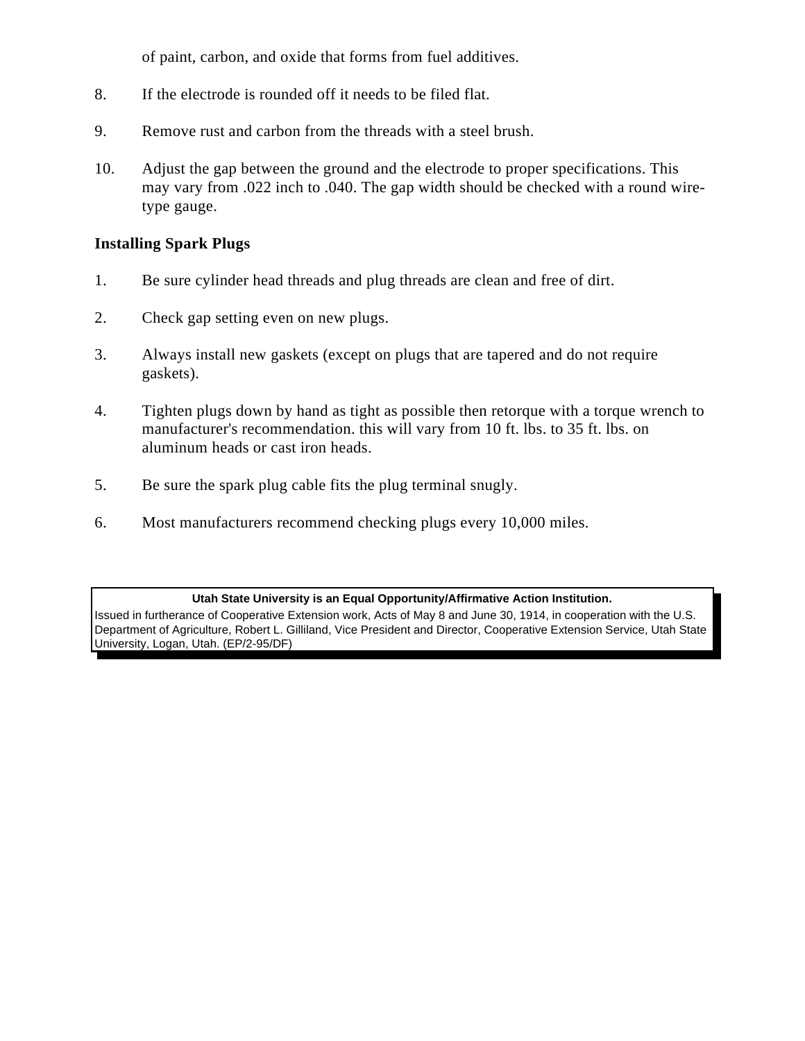of paint, carbon, and oxide that forms from fuel additives.

8. If the electrode is rounded off it needs to be filed flat.

9. Remove rust and carbon from the threads with a steel brush.

10. Adjust the gap between the ground and the electrode to proper specifications. This may vary from .022 inch to .040. The gap width should be checked with a round wire-type gauge.

**Installing Spark Plugs**

1. Be sure cylinder head threads and plug threads are clean and free of dirt.

2. Check gap setting even on new plugs.

3. Always install new gaskets (except on plugs that are tapered and do not require gaskets).

4. Tighten plugs down by hand as tight as possible then retorque with a torque wrench to manufacturer's recommendation. this will vary from 10 ft. lbs. to 35 ft. lbs. on aluminum heads or cast iron heads.

5. Be sure the spark plug cable fits the plug terminal snugly.

6. Most manufacturers recommend checking plugs every 10,000 miles.

**Utah State University is an Equal Opportunity/Affirmative Action Institution.**

Issued in furtherance of Cooperative Extension work, Acts of May 8 and June 30, 1914, in cooperation with the U.S. Department of Agriculture, Robert L. Gilliland, Vice President and Director, Cooperative Extension Service, Utah State University, Logan, Utah. (EP/2-95/DF)